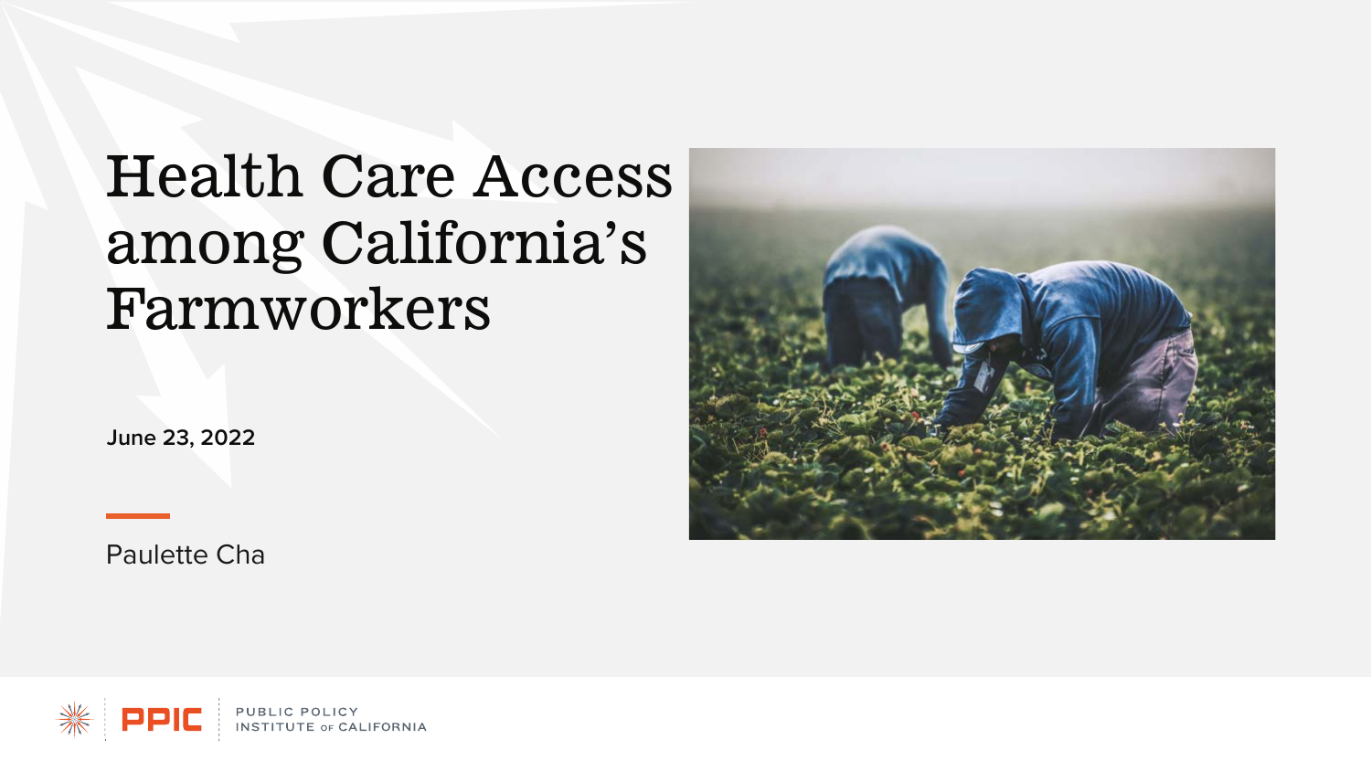# Health Care Access among California's Farmworkers

**June 23, 2022**

Paulette Cha

PPIC PUBLIC POLICY INSTITUTE OF CALIFORNIA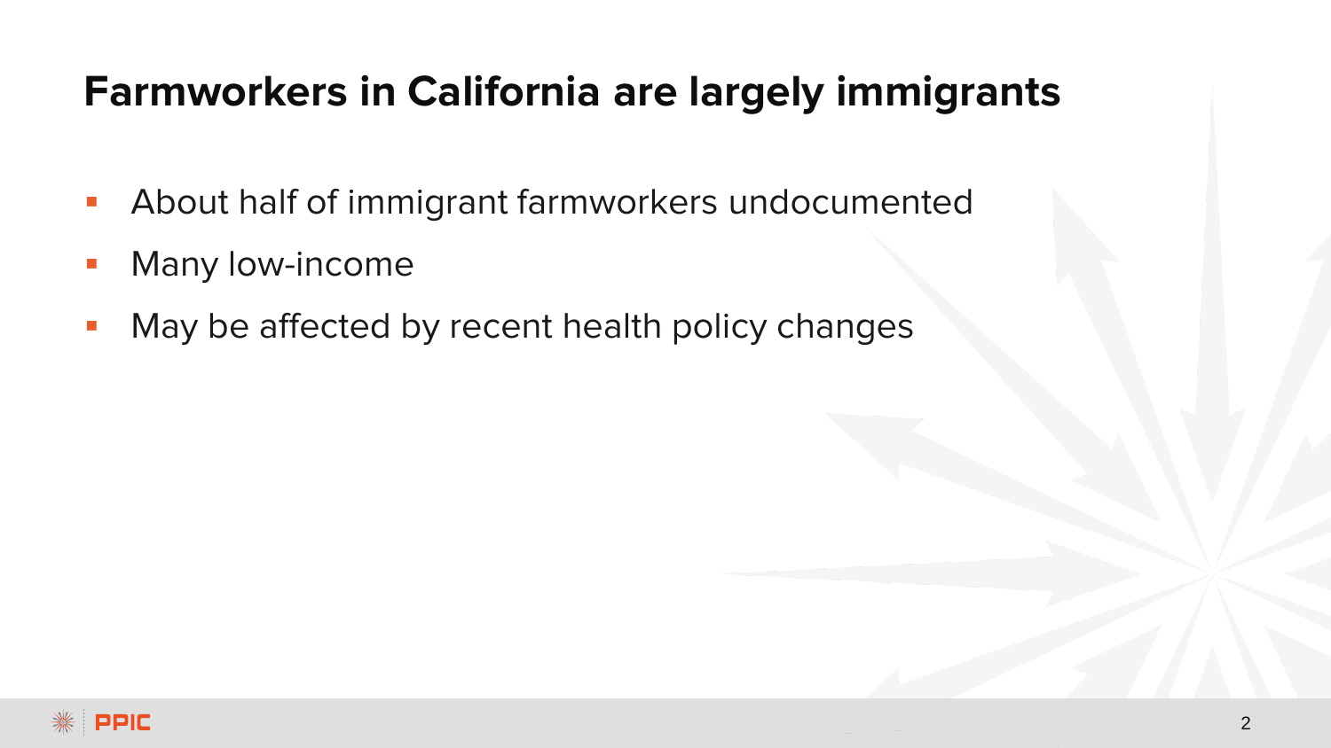# Farmworkers in California are largely immigrants

- About half of immigrant farmworkers undocumented
- Many low-income
- May be affected by recent health policy changes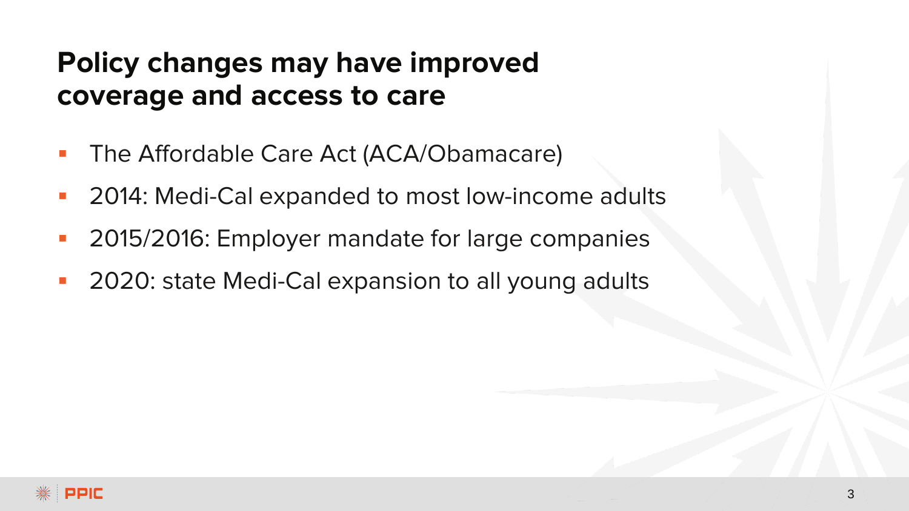# Policy changes may have improved coverage and access to care

- The Affordable Care Act (ACA/Obamacare)
- 2014: Medi-Cal expanded to most low-income adults
- 2015/2016: Employer mandate for large companies
- 2020: state Medi-Cal expansion to all young adults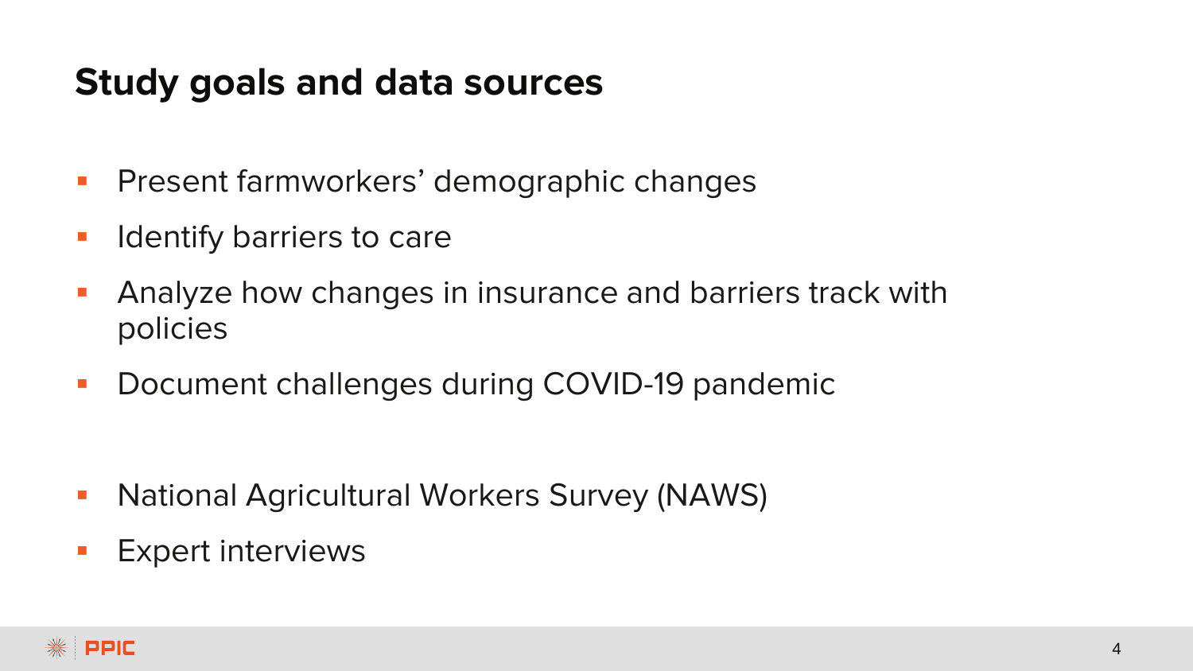## Study goals and data sources

- Present farmworkers' demographic changes
- Identify barriers to care
- Analyze how changes in insurance and barriers track with policies
- Document challenges during COVID-19 pandemic

- National Agricultural Workers Survey (NAWS)
- Expert interviews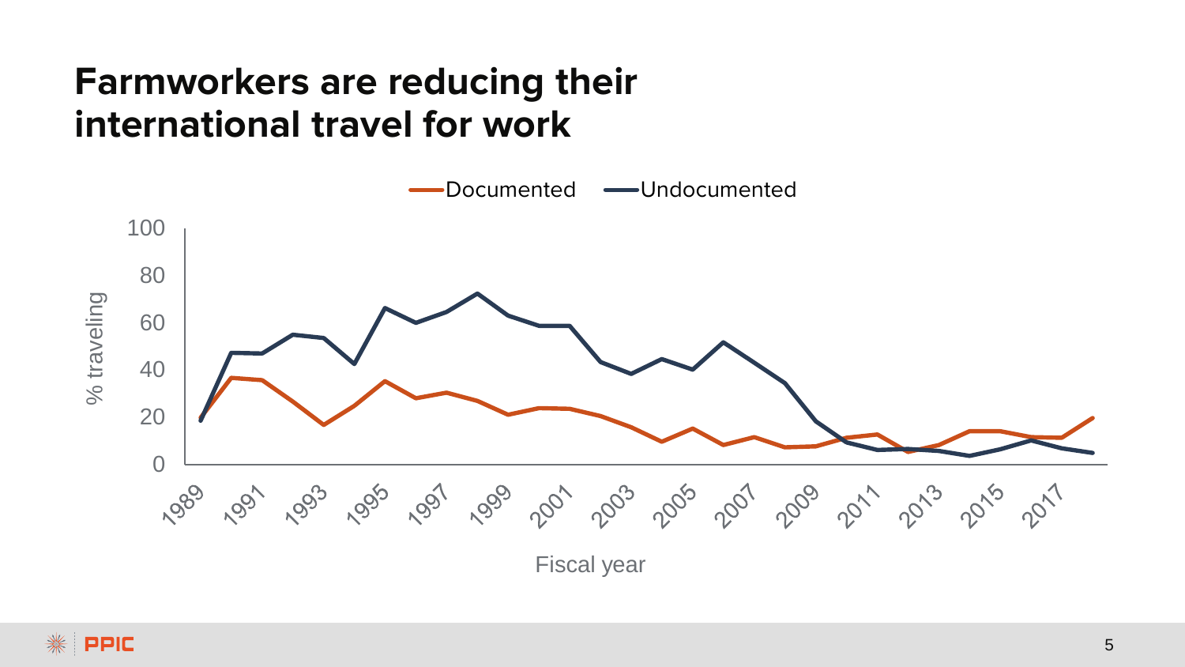# Farmworkers are reducing their international travel for work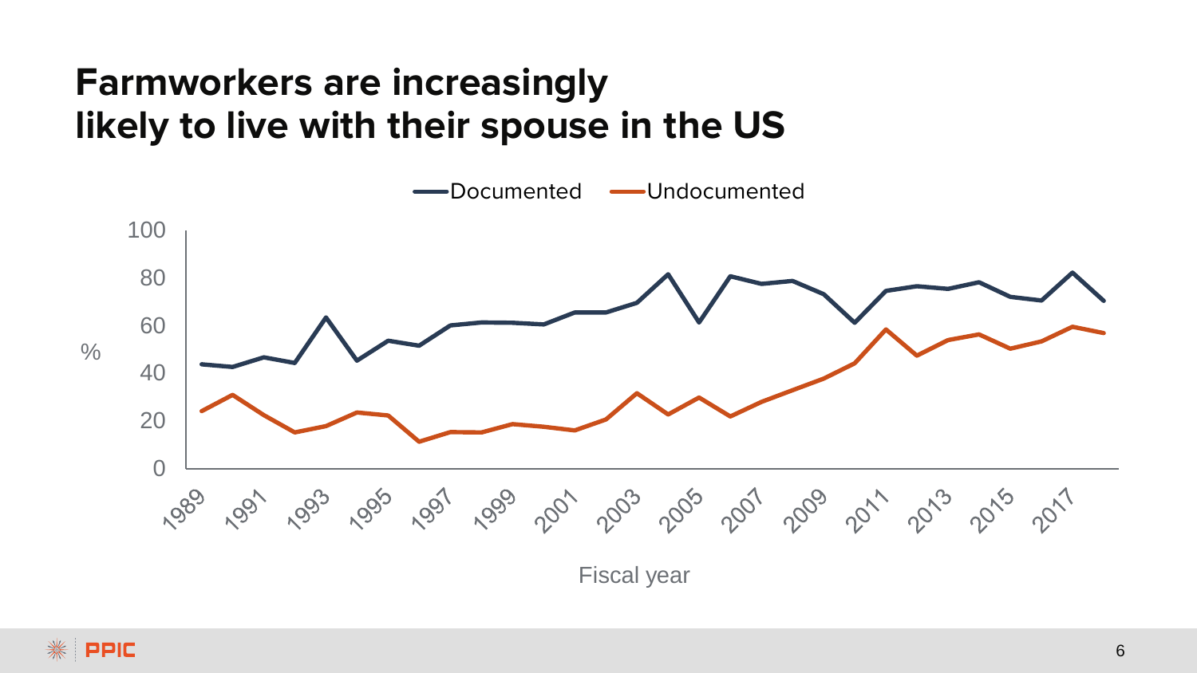# Farmworkers are increasingly likely to live with their spouse in the US

Documented — Undocumented

%

Fiscal year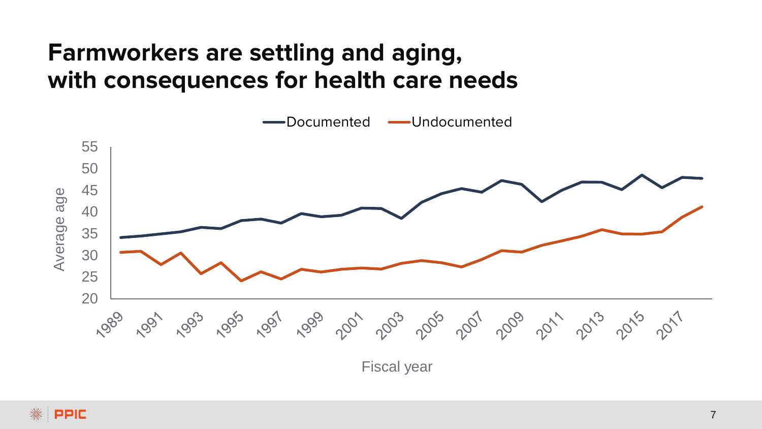# Farmworkers are settling and aging, with consequences for health care needs

Documented — Undocumented

Average age

Fiscal year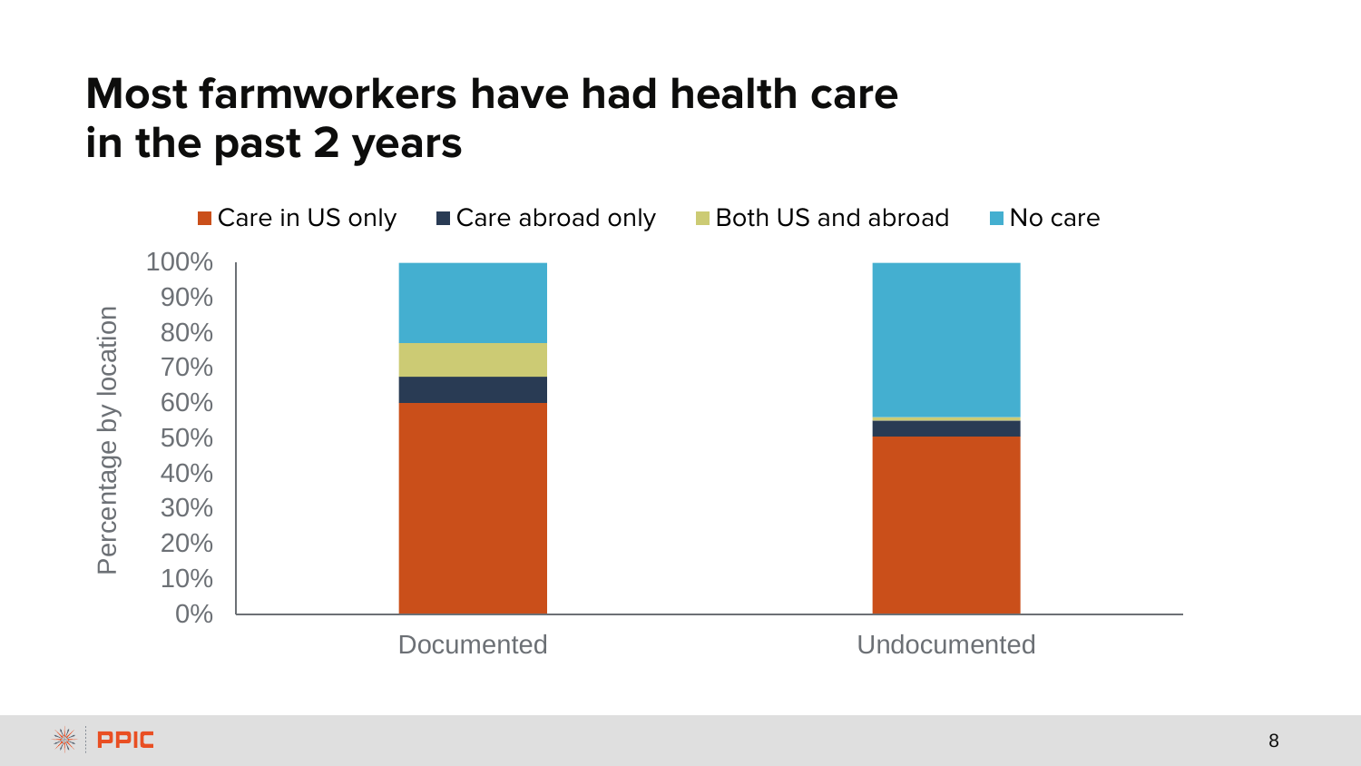# Most farmworkers have had health care in the past 2 years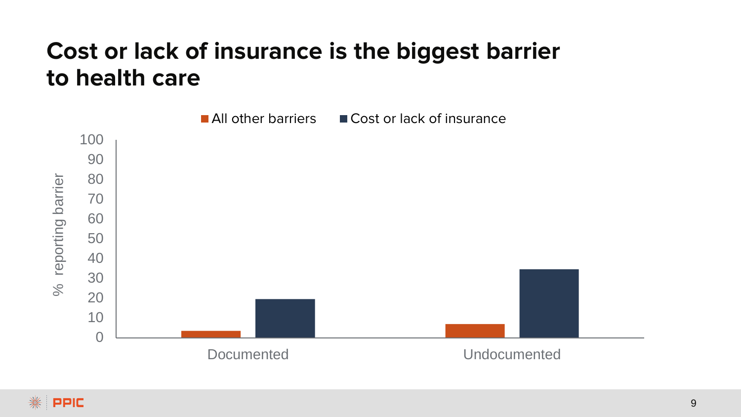# Cost or lack of insurance is the biggest barrier to health care

■ All other barriers ■ Cost or lack of insurance

% reporting barrier

100
90
80
70
60
50
40
30
20
10
0

Documented Undocumented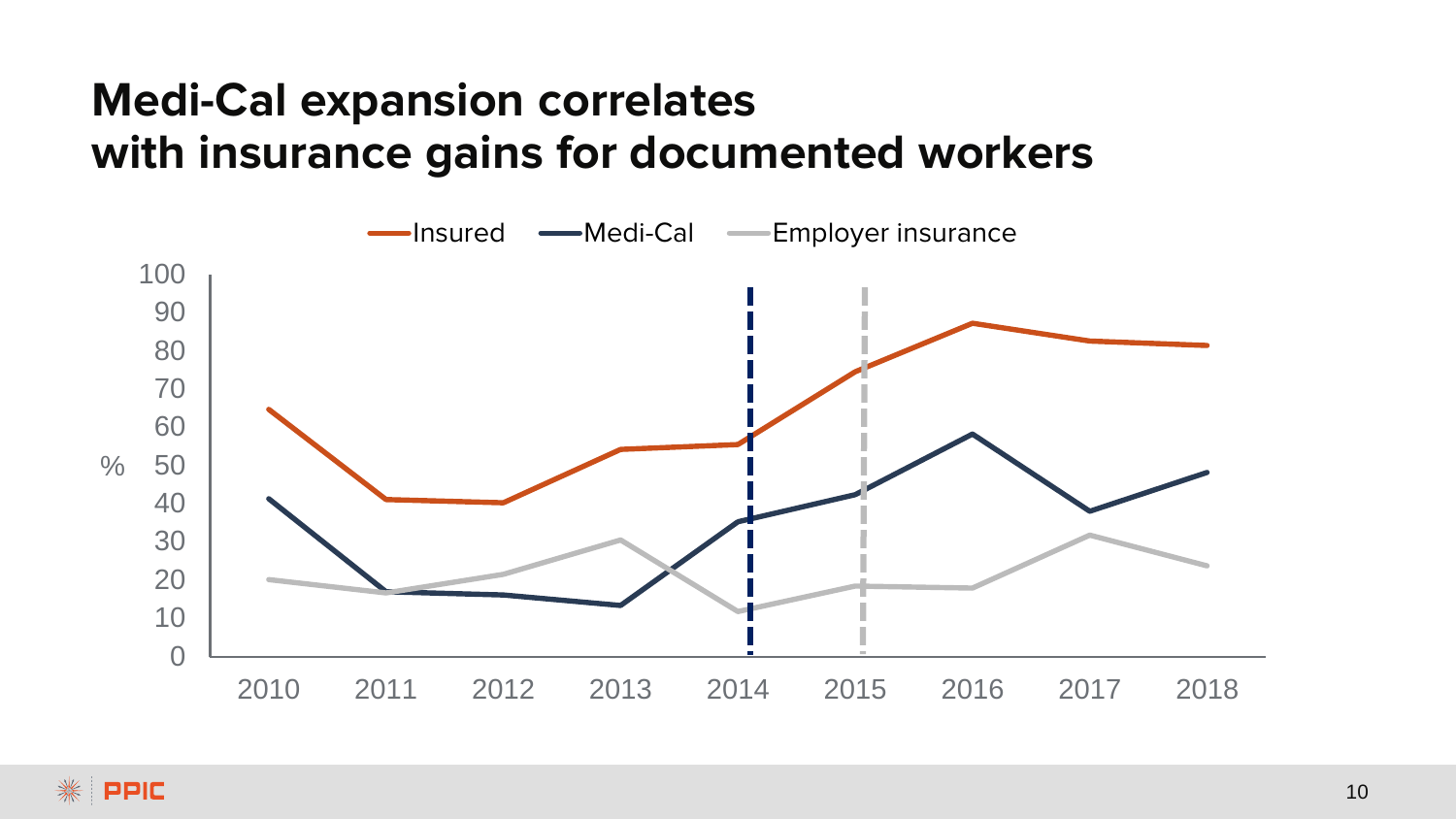# Medi-Cal expansion correlates with insurance gains for documented workers

Insured — Medi-Cal — Employer insurance

%

100
90
80
70
60
50
40
30
20
10
0

2010 2011 2012 2013 2014 2015 2016 2017 2018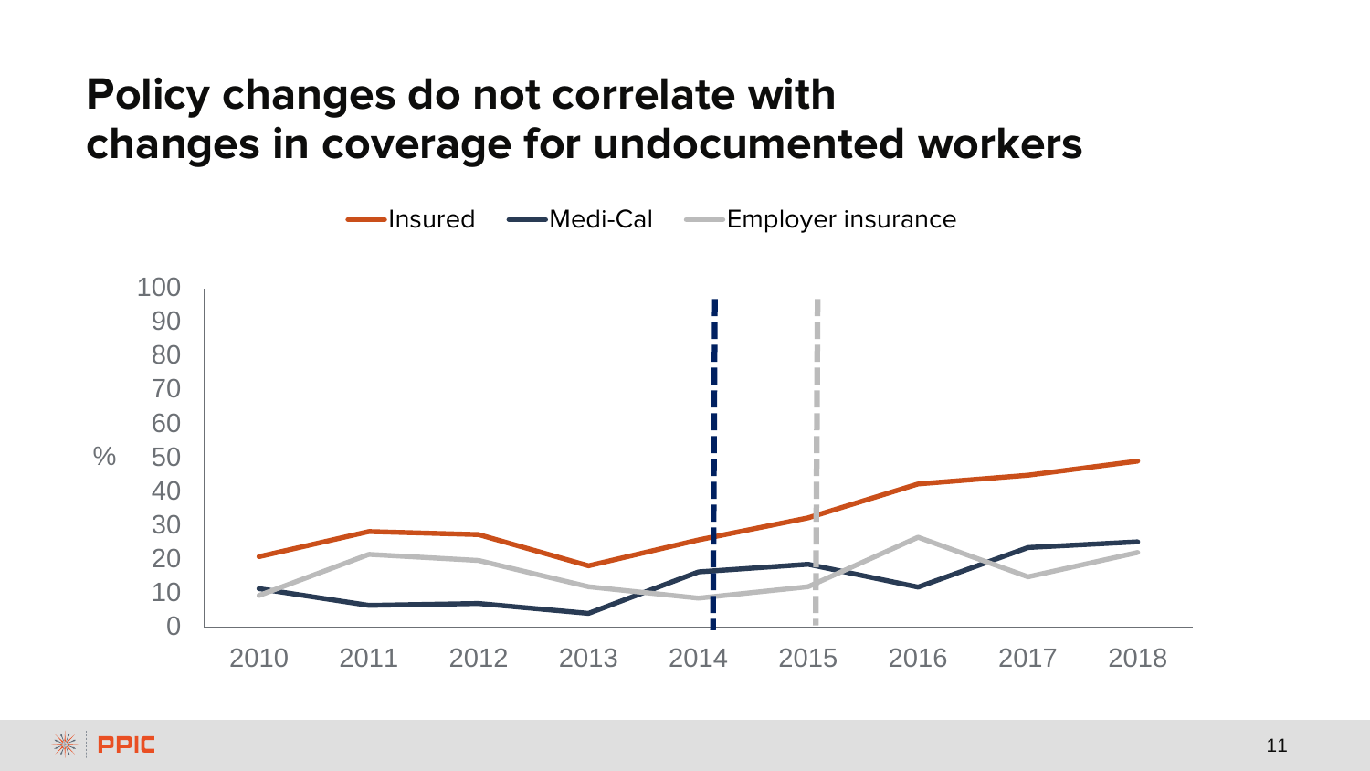# Policy changes do not correlate with changes in coverage for undocumented workers

Insured — Medi-Cal — Employer insurance

%

100
90
80
70
60
50
40
30
20
10
0

2010 2011 2012 2013 2014 2015 2016 2017 2018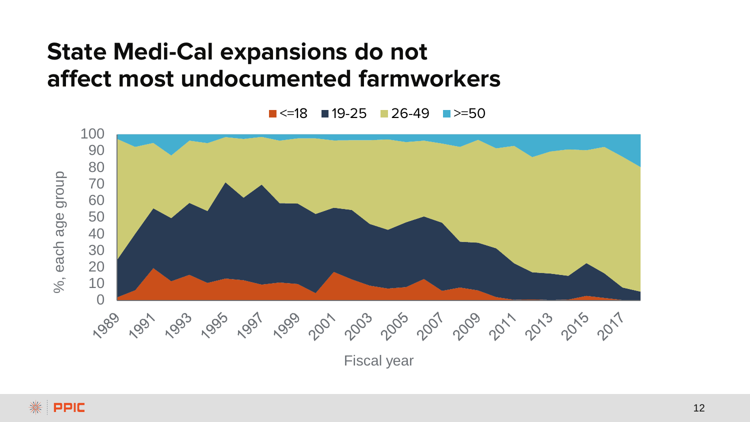# State Medi-Cal expansions do not affect most undocumented farmworkers

■ <=18 ■ 19-25 ■ 26-49 ■ >=50

%, each age group

Fiscal year

1989 1991 1993 1995 1997 1999 2001 2003 2005 2007 2009 2011 2013 2015 2017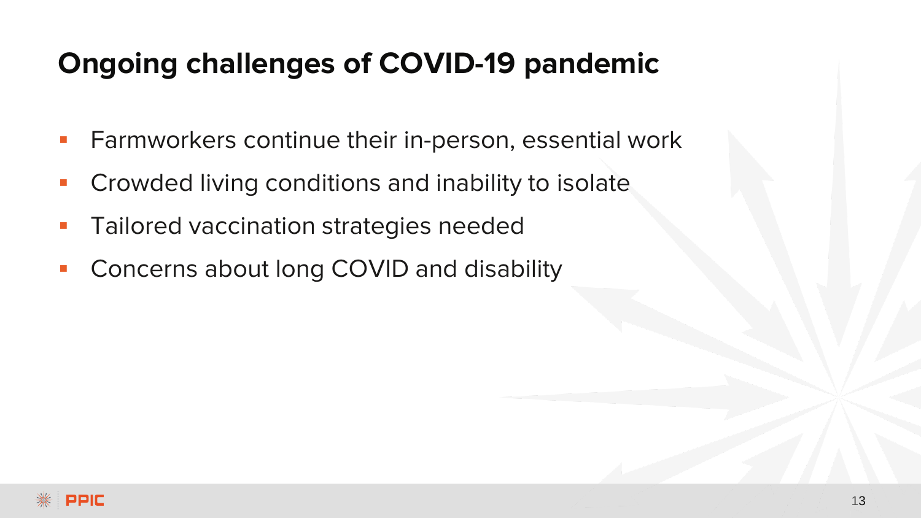# Ongoing challenges of COVID-19 pandemic

- Farmworkers continue their in-person, essential work
- Crowded living conditions and inability to isolate
- Tailored vaccination strategies needed
- Concerns about long COVID and disability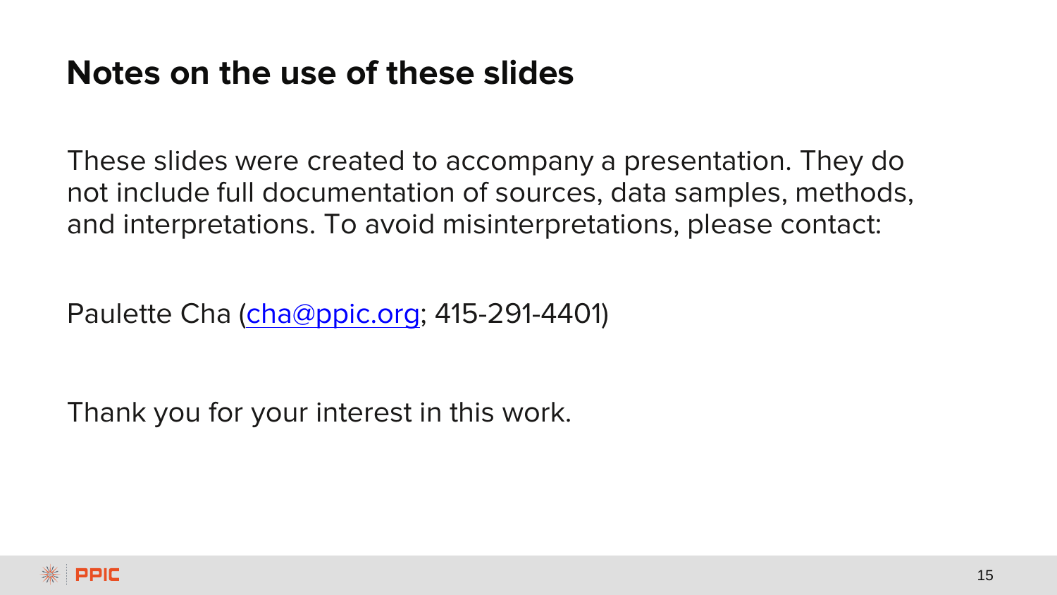# Notes on the use of these slides

These slides were created to accompany a presentation. They do not include full documentation of sources, data samples, methods, and interpretations. To avoid misinterpretations, please contact:

Paulette Cha (cha@ppic.org; 415-291-4401)

Thank you for your interest in this work.